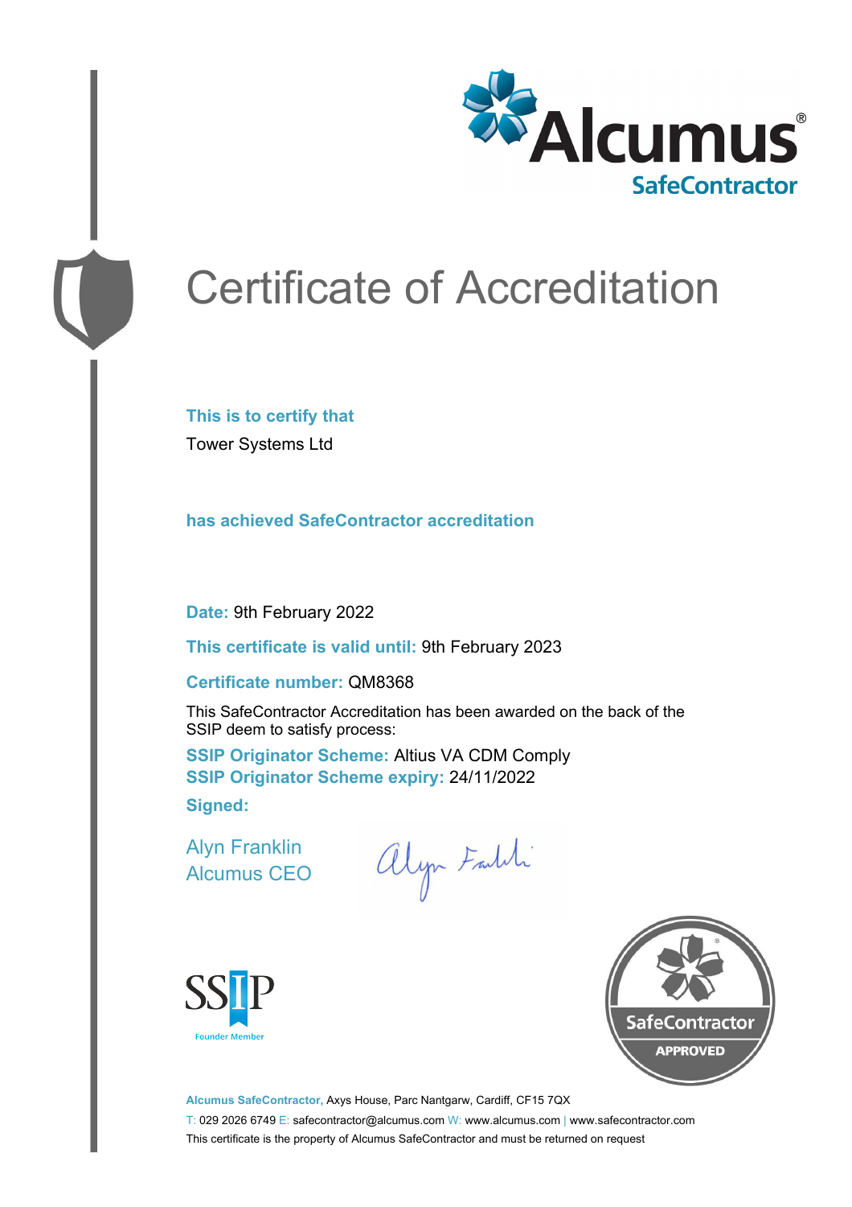Alcumus® SafeContractor

# Certificate of Accreditation

**This is to certify that**

Tower Systems Ltd

**has achieved SafeContractor accreditation**

**Date:** 9th February 2022

**This certificate is valid until:** 9th February 2023

**Certificate number:** QM8368

This SafeContractor Accreditation has been awarded on the back of the SSIP deem to satisfy process:

**SSIP Originator Scheme:** Altius VA CDM Comply
**SSIP Originator Scheme expiry:** 24/11/2022

**Signed:**

Alyn Franklin
Alcumus CEO

SSIP Founder Member

SafeContractor APPROVED

**Alcumus SafeContractor,** Axys House, Parc Nantgarw, Cardiff, CF15 7QX

T: 029 2026 6749 E: safecontractor@alcumus.com W: www.alcumus.com | www.safecontractor.com

This certificate is the property of Alcumus SafeContractor and must be returned on request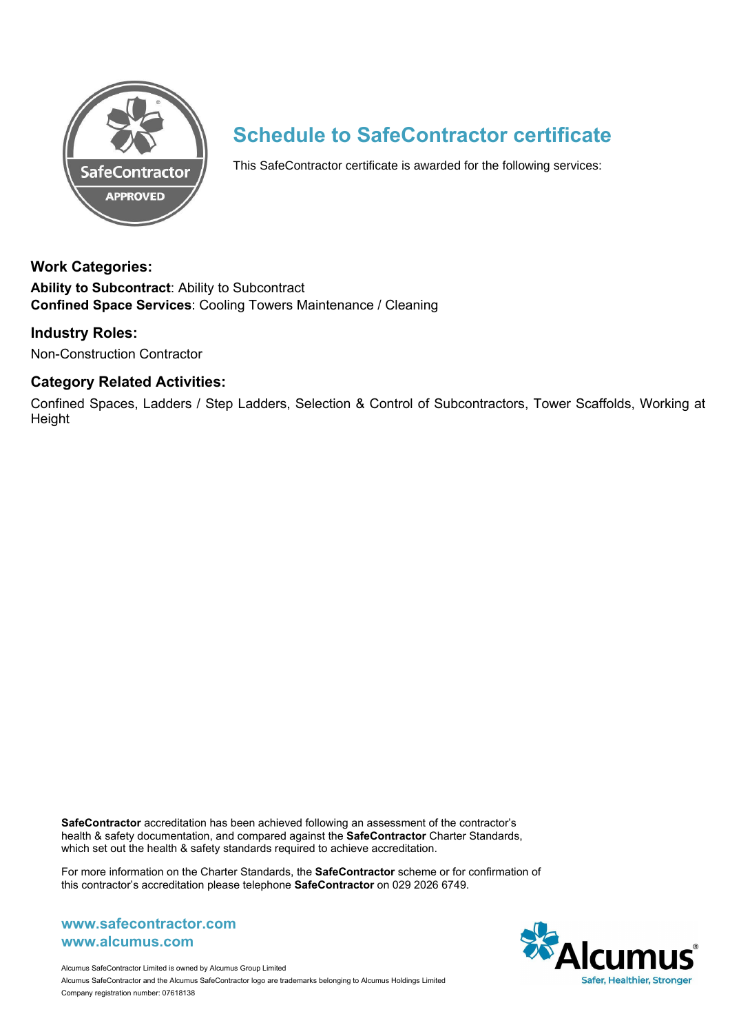# Schedule to SafeContractor certificate

This SafeContractor certificate is awarded for the following services:

## Work Categories:

**Ability to Subcontract**: Ability to Subcontract
**Confined Space Services**: Cooling Towers Maintenance / Cleaning

## Industry Roles:

Non-Construction Contractor

## Category Related Activities:

Confined Spaces, Ladders / Step Ladders, Selection & Control of Subcontractors, Tower Scaffolds, Working at Height

**SafeContractor** accreditation has been achieved following an assessment of the contractor's health & safety documentation, and compared against the **SafeContractor** Charter Standards, which set out the health & safety standards required to achieve accreditation.

For more information on the Charter Standards, the **SafeContractor** scheme or for confirmation of this contractor's accreditation please telephone **SafeContractor** on 029 2026 6749.

**www.safecontractor.com**
**www.alcumus.com**

Alcumus SafeContractor Limited is owned by Alcumus Group Limited
Alcumus SafeContractor and the Alcumus SafeContractor logo are trademarks belonging to Alcumus Holdings Limited
Company registration number: 07618138

Alcumus
Safer, Healthier, Stronger